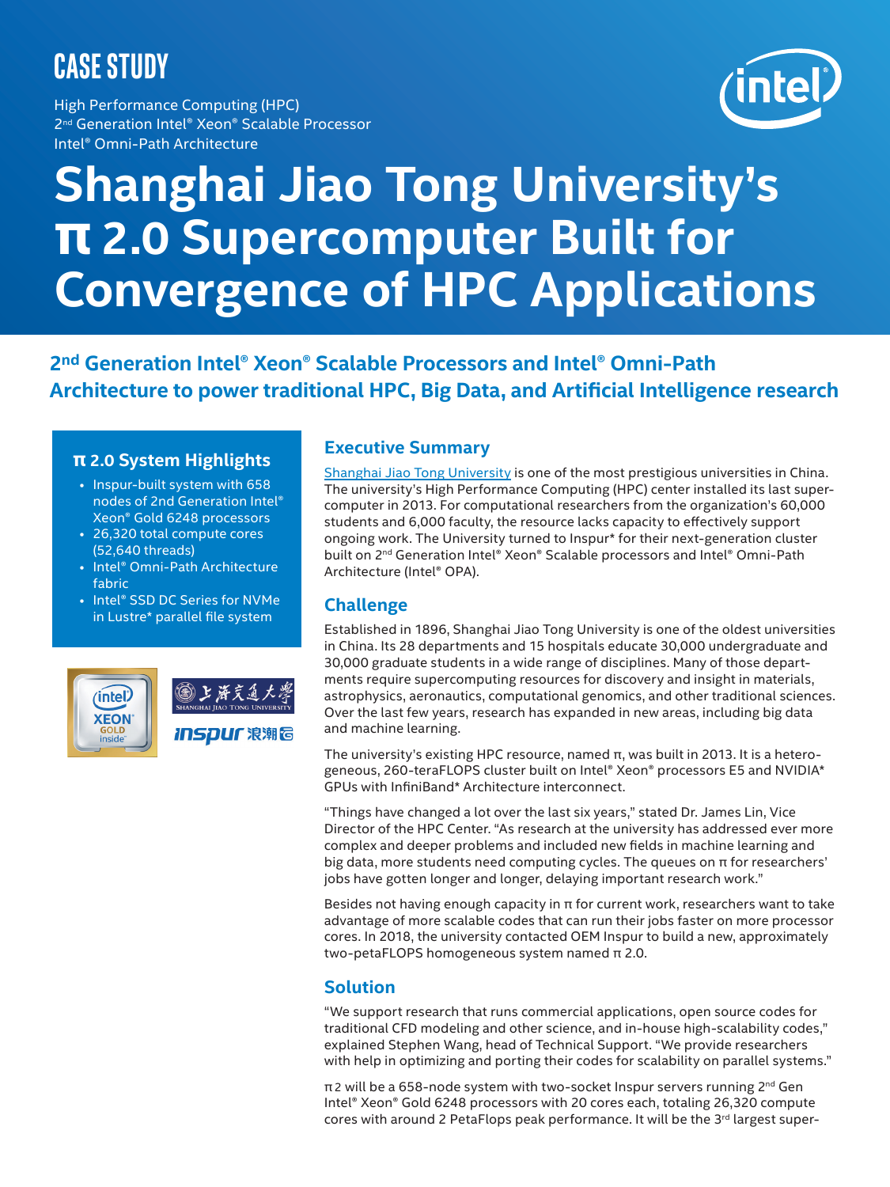# CASE STUDY

High Performance Computing (HPC)
2nd Generation Intel® Xeon® Scalable Processor
Intel® Omni-Path Architecture

# Shanghai Jiao Tong University's π 2.0 Supercomputer Built for Convergence of HPC Applications

## 2nd Generation Intel® Xeon® Scalable Processors and Intel® Omni-Path Architecture to power traditional HPC, Big Data, and Artificial Intelligence research

### π 2.0 System Highlights

- Inspur-built system with 658 nodes of 2nd Generation Intel® Xeon® Gold 6248 processors
- 26,320 total compute cores (52,640 threads)
- Intel® Omni-Path Architecture fabric
- Intel® SSD DC Series for NVMe in Lustre* parallel file system

## Executive Summary

Shanghai Jiao Tong University is one of the most prestigious universities in China. The university's High Performance Computing (HPC) center installed its last supercomputer in 2013. For computational researchers from the organization's 60,000 students and 6,000 faculty, the resource lacks capacity to effectively support ongoing work. The University turned to Inspur* for their next-generation cluster built on 2nd Generation Intel® Xeon® Scalable processors and Intel® Omni-Path Architecture (Intel® OPA).

## Challenge

Established in 1896, Shanghai Jiao Tong University is one of the oldest universities in China. Its 28 departments and 15 hospitals educate 30,000 undergraduate and 30,000 graduate students in a wide range of disciplines. Many of those departments require supercomputing resources for discovery and insight in materials, astrophysics, aeronautics, computational genomics, and other traditional sciences. Over the last few years, research has expanded in new areas, including big data and machine learning.

The university's existing HPC resource, named π, was built in 2013. It is a heterogeneous, 260-teraFLOPS cluster built on Intel® Xeon® processors E5 and NVIDIA* GPUs with InfiniBand* Architecture interconnect.

"Things have changed a lot over the last six years," stated Dr. James Lin, Vice Director of the HPC Center. "As research at the university has addressed ever more complex and deeper problems and included new fields in machine learning and big data, more students need computing cycles. The queues on π for researchers' jobs have gotten longer and longer, delaying important research work."

Besides not having enough capacity in π for current work, researchers want to take advantage of more scalable codes that can run their jobs faster on more processor cores. In 2018, the university contacted OEM Inspur to build a new, approximately two-petaFLOPS homogeneous system named π 2.0.

## Solution

"We support research that runs commercial applications, open source codes for traditional CFD modeling and other science, and in-house high-scalability codes," explained Stephen Wang, head of Technical Support. "We provide researchers with help in optimizing and porting their codes for scalability on parallel systems."

π 2 will be a 658-node system with two-socket Inspur servers running 2nd Gen Intel® Xeon® Gold 6248 processors with 20 cores each, totaling 26,320 compute cores with around 2 PetaFlops peak performance. It will be the 3rd largest super-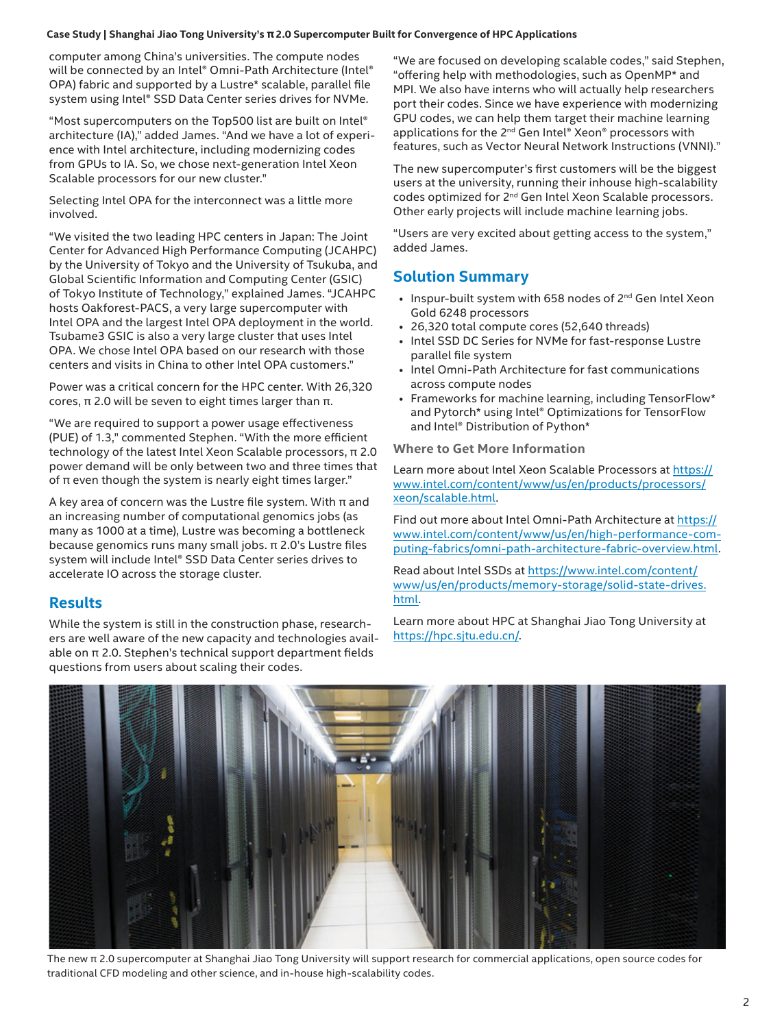computer among China's universities. The compute nodes will be connected by an Intel® Omni-Path Architecture (Intel® OPA) fabric and supported by a Lustre* scalable, parallel file system using Intel® SSD Data Center series drives for NVMe.

"Most supercomputers on the Top500 list are built on Intel® architecture (IA)," added James. "And we have a lot of experience with Intel architecture, including modernizing codes from GPUs to IA. So, we chose next-generation Intel Xeon Scalable processors for our new cluster."

Selecting Intel OPA for the interconnect was a little more involved.

"We visited the two leading HPC centers in Japan: The Joint Center for Advanced High Performance Computing (JCAHPC) by the University of Tokyo and the University of Tsukuba, and Global Scientific Information and Computing Center (GSIC) of Tokyo Institute of Technology," explained James. "JCAHPC hosts Oakforest-PACS, a very large supercomputer with Intel OPA and the largest Intel OPA deployment in the world. Tsubame3 GSIC is also a very large cluster that uses Intel OPA. We chose Intel OPA based on our research with those centers and visits in China to other Intel OPA customers."

Power was a critical concern for the HPC center. With 26,320 cores, π 2.0 will be seven to eight times larger than π.

"We are required to support a power usage effectiveness (PUE) of 1.3," commented Stephen. "With the more efficient technology of the latest Intel Xeon Scalable processors, π 2.0 power demand will be only between two and three times that of π even though the system is nearly eight times larger."

A key area of concern was the Lustre file system. With π and an increasing number of computational genomics jobs (as many as 1000 at a time), Lustre was becoming a bottleneck because genomics runs many small jobs. π 2.0's Lustre files system will include Intel® SSD Data Center series drives to accelerate IO across the storage cluster.

## Results

While the system is still in the construction phase, researchers are well aware of the new capacity and technologies available on π 2.0. Stephen's technical support department fields questions from users about scaling their codes.

"We are focused on developing scalable codes," said Stephen, "offering help with methodologies, such as OpenMP* and MPI. We also have interns who will actually help researchers port their codes. Since we have experience with modernizing GPU codes, we can help them target their machine learning applications for the 2nd Gen Intel® Xeon® processors with features, such as Vector Neural Network Instructions (VNNI)."

The new supercomputer's first customers will be the biggest users at the university, running their inhouse high-scalability codes optimized for 2nd Gen Intel Xeon Scalable processors. Other early projects will include machine learning jobs.

"Users are very excited about getting access to the system," added James.

## Solution Summary

- Inspur-built system with 658 nodes of 2nd Gen Intel Xeon Gold 6248 processors
- 26,320 total compute cores (52,640 threads)
- Intel SSD DC Series for NVMe for fast-response Lustre parallel file system
- Intel Omni-Path Architecture for fast communications across compute nodes
- Frameworks for machine learning, including TensorFlow* and Pytorch* using Intel® Optimizations for TensorFlow and Intel® Distribution of Python*

### Where to Get More Information

Learn more about Intel Xeon Scalable Processors at https://www.intel.com/content/www/us/en/products/processors/xeon/scalable.html.

Find out more about Intel Omni-Path Architecture at https://www.intel.com/content/www/us/en/high-performance-computing-fabrics/omni-path-architecture-fabric-overview.html.

Read about Intel SSDs at https://www.intel.com/content/www/us/en/products/memory-storage/solid-state-drives.html.

Learn more about HPC at Shanghai Jiao Tong University at https://hpc.sjtu.edu.cn/.

The new π 2.0 supercomputer at Shanghai Jiao Tong University will support research for commercial applications, open source codes for traditional CFD modeling and other science, and in-house high-scalability codes.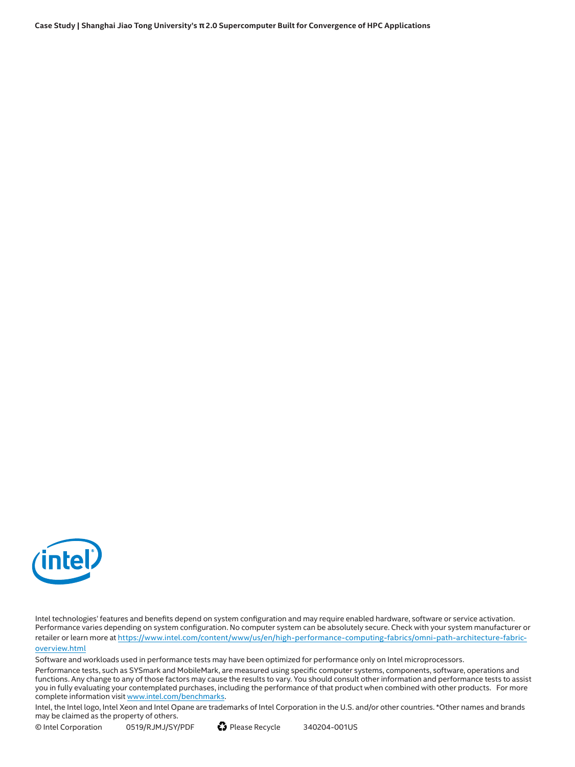Intel technologies' features and benefits depend on system configuration and may require enabled hardware, software or service activation. Performance varies depending on system configuration. No computer system can be absolutely secure. Check with your system manufacturer or retailer or learn more at https://www.intel.com/content/www/us/en/high-performance-computing-fabrics/omni-path-architecture-fabric-overview.html

Software and workloads used in performance tests may have been optimized for performance only on Intel microprocessors.

Performance tests, such as SYSmark and MobileMark, are measured using specific computer systems, components, software, operations and functions. Any change to any of those factors may cause the results to vary. You should consult other information and performance tests to assist you in fully evaluating your contemplated purchases, including the performance of that product when combined with other products. For more complete information visit www.intel.com/benchmarks.

Intel, the Intel logo, Intel Xeon and Intel Opane are trademarks of Intel Corporation in the U.S. and/or other countries. *Other names and brands may be claimed as the property of others.

© Intel Corporation 0519/RJMJ/SY/PDF Please Recycle 340204-001US